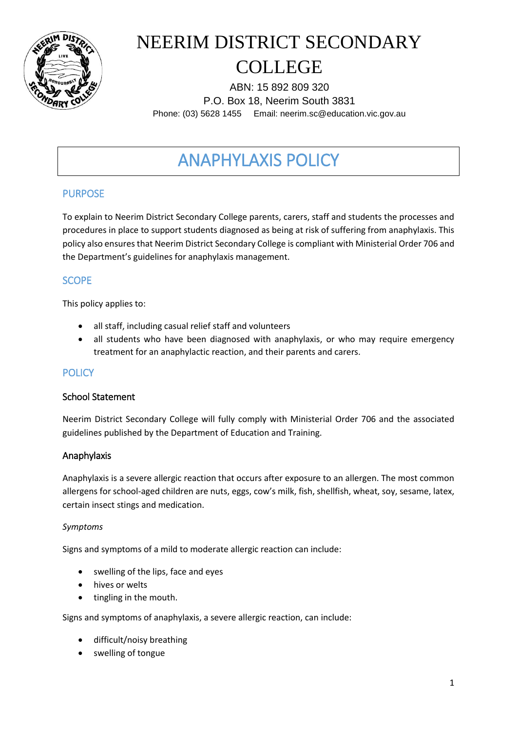# NEERIM DISTRICT SECONDARY COLLEGE

ABN: 15 892 809 320
P.O. Box 18, Neerim South 3831
Phone: (03) 5628 1455 Email: neerim.sc@education.vic.gov.au

# ANAPHYLAXIS POLICY

## PURPOSE

To explain to Neerim District Secondary College parents, carers, staff and students the processes and procedures in place to support students diagnosed as being at risk of suffering from anaphylaxis. This policy also ensures that Neerim District Secondary College is compliant with Ministerial Order 706 and the Department's guidelines for anaphylaxis management.

## SCOPE

This policy applies to:

- all staff, including casual relief staff and volunteers
- all students who have been diagnosed with anaphylaxis, or who may require emergency treatment for an anaphylactic reaction, and their parents and carers.

## POLICY

### School Statement

Neerim District Secondary College will fully comply with Ministerial Order 706 and the associated guidelines published by the Department of Education and Training.

### Anaphylaxis

Anaphylaxis is a severe allergic reaction that occurs after exposure to an allergen. The most common allergens for school-aged children are nuts, eggs, cow's milk, fish, shellfish, wheat, soy, sesame, latex, certain insect stings and medication.

*Symptoms*

Signs and symptoms of a mild to moderate allergic reaction can include:

- swelling of the lips, face and eyes
- hives or welts
- tingling in the mouth.

Signs and symptoms of anaphylaxis, a severe allergic reaction, can include:

- difficult/noisy breathing
- swelling of tongue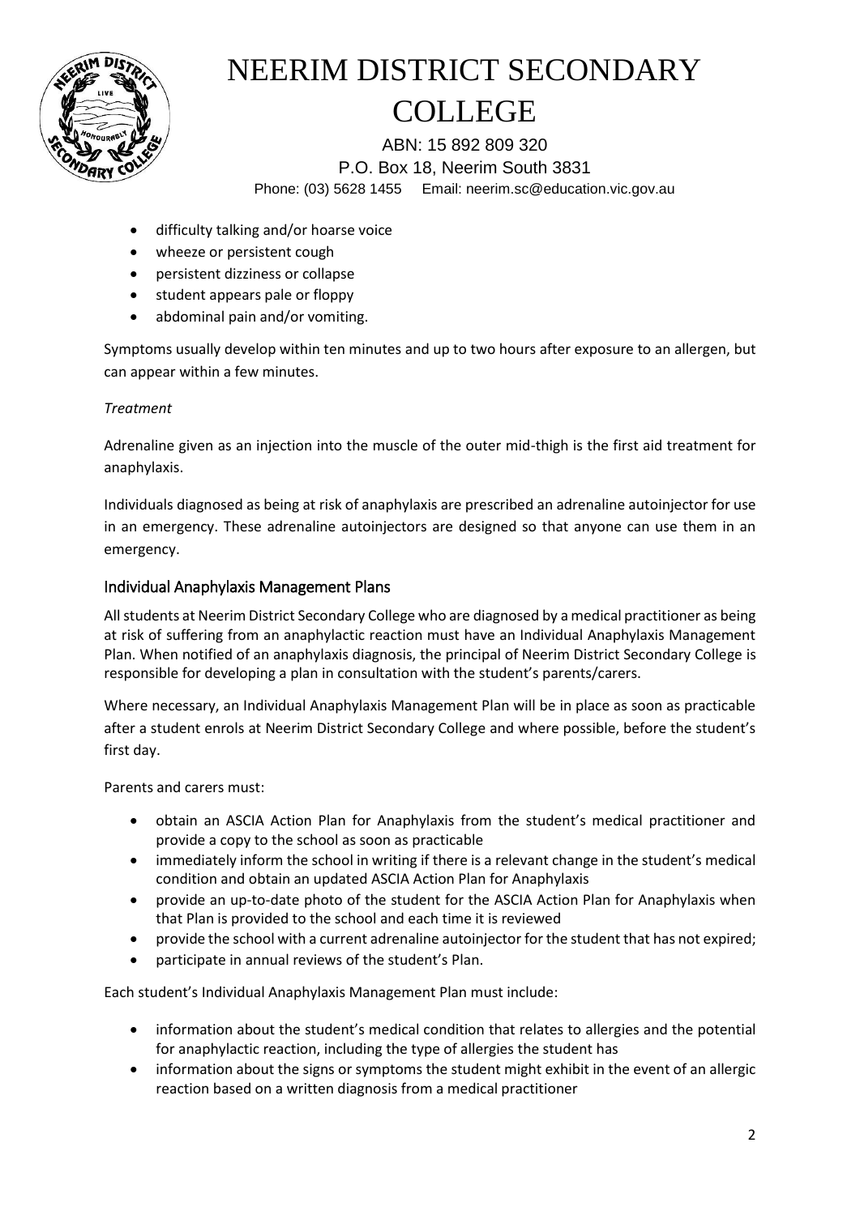- difficulty talking and/or hoarse voice
- wheeze or persistent cough
- persistent dizziness or collapse
- student appears pale or floppy
- abdominal pain and/or vomiting.

Symptoms usually develop within ten minutes and up to two hours after exposure to an allergen, but can appear within a few minutes.

*Treatment*

Adrenaline given as an injection into the muscle of the outer mid-thigh is the first aid treatment for anaphylaxis.

Individuals diagnosed as being at risk of anaphylaxis are prescribed an adrenaline autoinjector for use in an emergency. These adrenaline autoinjectors are designed so that anyone can use them in an emergency.

## Individual Anaphylaxis Management Plans

All students at Neerim District Secondary College who are diagnosed by a medical practitioner as being at risk of suffering from an anaphylactic reaction must have an Individual Anaphylaxis Management Plan. When notified of an anaphylaxis diagnosis, the principal of Neerim District Secondary College is responsible for developing a plan in consultation with the student's parents/carers.

Where necessary, an Individual Anaphylaxis Management Plan will be in place as soon as practicable after a student enrols at Neerim District Secondary College and where possible, before the student's first day.

Parents and carers must:

- obtain an ASCIA Action Plan for Anaphylaxis from the student's medical practitioner and provide a copy to the school as soon as practicable
- immediately inform the school in writing if there is a relevant change in the student's medical condition and obtain an updated ASCIA Action Plan for Anaphylaxis
- provide an up-to-date photo of the student for the ASCIA Action Plan for Anaphylaxis when that Plan is provided to the school and each time it is reviewed
- provide the school with a current adrenaline autoinjector for the student that has not expired;
- participate in annual reviews of the student's Plan.

Each student's Individual Anaphylaxis Management Plan must include:

- information about the student's medical condition that relates to allergies and the potential for anaphylactic reaction, including the type of allergies the student has
- information about the signs or symptoms the student might exhibit in the event of an allergic reaction based on a written diagnosis from a medical practitioner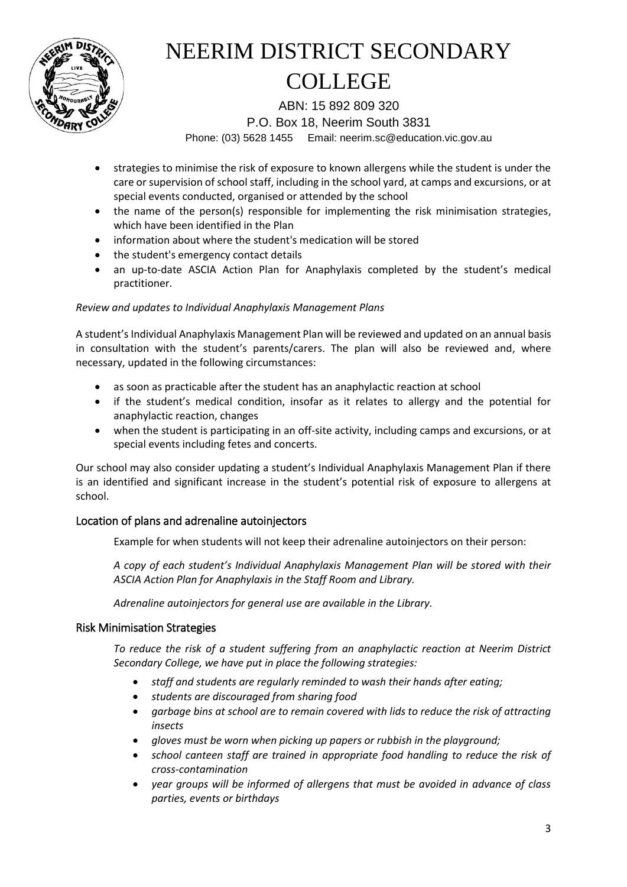- strategies to minimise the risk of exposure to known allergens while the student is under the care or supervision of school staff, including in the school yard, at camps and excursions, or at special events conducted, organised or attended by the school
- the name of the person(s) responsible for implementing the risk minimisation strategies, which have been identified in the Plan
- information about where the student's medication will be stored
- the student's emergency contact details
- an up-to-date ASCIA Action Plan for Anaphylaxis completed by the student's medical practitioner.

*Review and updates to Individual Anaphylaxis Management Plans*

A student's Individual Anaphylaxis Management Plan will be reviewed and updated on an annual basis in consultation with the student's parents/carers. The plan will also be reviewed and, where necessary, updated in the following circumstances:

- as soon as practicable after the student has an anaphylactic reaction at school
- if the student's medical condition, insofar as it relates to allergy and the potential for anaphylactic reaction, changes
- when the student is participating in an off-site activity, including camps and excursions, or at special events including fetes and concerts.

Our school may also consider updating a student's Individual Anaphylaxis Management Plan if there is an identified and significant increase in the student's potential risk of exposure to allergens at school.

## Location of plans and adrenaline autoinjectors

Example for when students will not keep their adrenaline autoinjectors on their person:

*A copy of each student's Individual Anaphylaxis Management Plan will be stored with their ASCIA Action Plan for Anaphylaxis in the Staff Room and Library.*

*Adrenaline autoinjectors for general use are available in the Library.*

## Risk Minimisation Strategies

*To reduce the risk of a student suffering from an anaphylactic reaction at Neerim District Secondary College, we have put in place the following strategies:*

- *staff and students are regularly reminded to wash their hands after eating;*
- *students are discouraged from sharing food*
- *garbage bins at school are to remain covered with lids to reduce the risk of attracting insects*
- *gloves must be worn when picking up papers or rubbish in the playground;*
- *school canteen staff are trained in appropriate food handling to reduce the risk of cross-contamination*
- *year groups will be informed of allergens that must be avoided in advance of class parties, events or birthdays*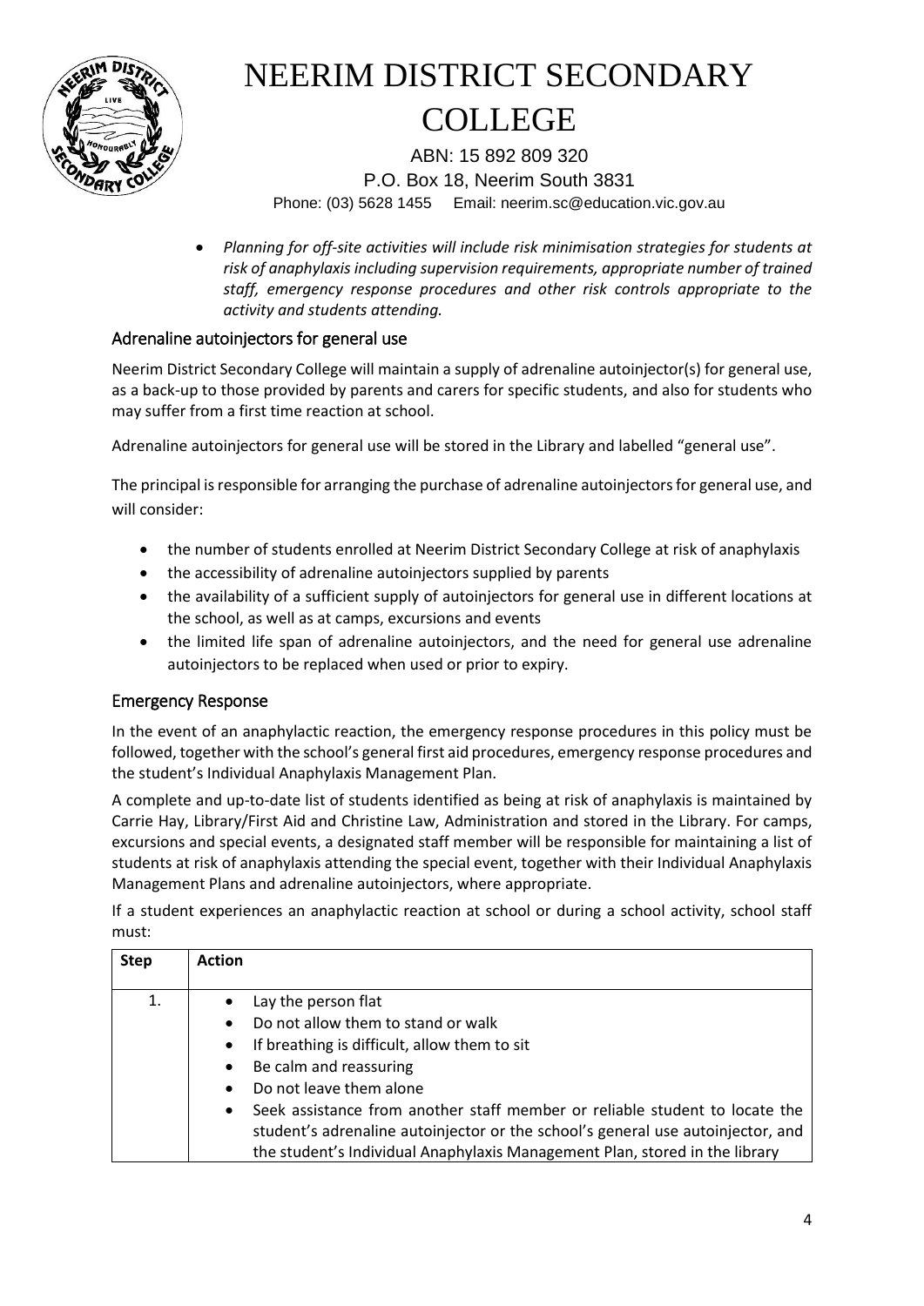- *Planning for off-site activities will include risk minimisation strategies for students at risk of anaphylaxis including supervision requirements, appropriate number of trained staff, emergency response procedures and other risk controls appropriate to the activity and students attending.*

## Adrenaline autoinjectors for general use

Neerim District Secondary College will maintain a supply of adrenaline autoinjector(s) for general use, as a back-up to those provided by parents and carers for specific students, and also for students who may suffer from a first time reaction at school.

Adrenaline autoinjectors for general use will be stored in the Library and labelled "general use".

The principal is responsible for arranging the purchase of adrenaline autoinjectors for general use, and will consider:

- the number of students enrolled at Neerim District Secondary College at risk of anaphylaxis
- the accessibility of adrenaline autoinjectors supplied by parents
- the availability of a sufficient supply of autoinjectors for general use in different locations at the school, as well as at camps, excursions and events
- the limited life span of adrenaline autoinjectors, and the need for general use adrenaline autoinjectors to be replaced when used or prior to expiry.

## Emergency Response

In the event of an anaphylactic reaction, the emergency response procedures in this policy must be followed, together with the school's general first aid procedures, emergency response procedures and the student's Individual Anaphylaxis Management Plan.

A complete and up-to-date list of students identified as being at risk of anaphylaxis is maintained by Carrie Hay, Library/First Aid and Christine Law, Administration and stored in the Library. For camps, excursions and special events, a designated staff member will be responsible for maintaining a list of students at risk of anaphylaxis attending the special event, together with their Individual Anaphylaxis Management Plans and adrenaline autoinjectors, where appropriate.

If a student experiences an anaphylactic reaction at school or during a school activity, school staff must:

| Step | Action |
|---|---|
| 1. | • Lay the person flat<br>• Do not allow them to stand or walk<br>• If breathing is difficult, allow them to sit<br>• Be calm and reassuring<br>• Do not leave them alone<br>• Seek assistance from another staff member or reliable student to locate the student's adrenaline autoinjector or the school's general use autoinjector, and the student's Individual Anaphylaxis Management Plan, stored in the library |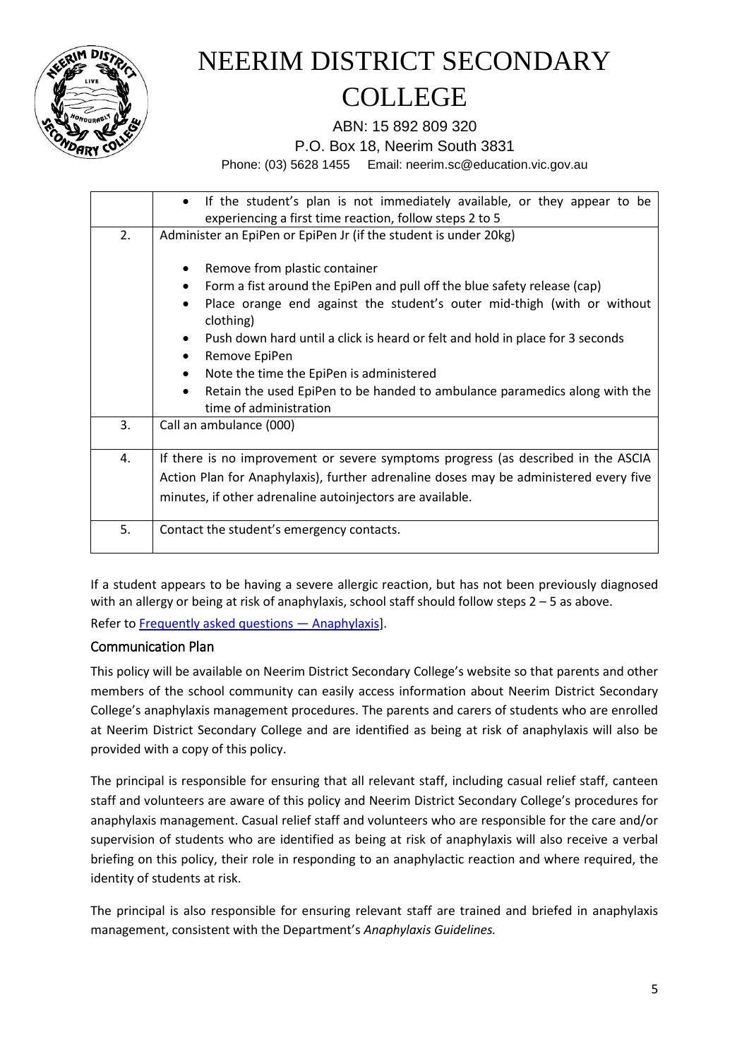|  |  |
| --- | --- |
|  | • If the student's plan is not immediately available, or they appear to be experiencing a first time reaction, follow steps 2 to 5 |
| 2. | Administer an EpiPen or EpiPen Jr (if the student is under 20kg)<br><br>• Remove from plastic container<br>• Form a fist around the EpiPen and pull off the blue safety release (cap)<br>• Place orange end against the student's outer mid-thigh (with or without clothing)<br>• Push down hard until a click is heard or felt and hold in place for 3 seconds<br>• Remove EpiPen<br>• Note the time the EpiPen is administered<br>• Retain the used EpiPen to be handed to ambulance paramedics along with the time of administration |
| 3. | Call an ambulance (000) |
| 4. | If there is no improvement or severe symptoms progress (as described in the ASCIA Action Plan for Anaphylaxis), further adrenaline doses may be administered every five minutes, if other adrenaline autoinjectors are available. |
| 5. | Contact the student's emergency contacts. |

If a student appears to be having a severe allergic reaction, but has not been previously diagnosed with an allergy or being at risk of anaphylaxis, school staff should follow steps 2 – 5 as above.

Refer to [Frequently asked questions — Anaphylaxis]].

## Communication Plan

This policy will be available on Neerim District Secondary College's website so that parents and other members of the school community can easily access information about Neerim District Secondary College's anaphylaxis management procedures. The parents and carers of students who are enrolled at Neerim District Secondary College and are identified as being at risk of anaphylaxis will also be provided with a copy of this policy.

The principal is responsible for ensuring that all relevant staff, including casual relief staff, canteen staff and volunteers are aware of this policy and Neerim District Secondary College's procedures for anaphylaxis management. Casual relief staff and volunteers who are responsible for the care and/or supervision of students who are identified as being at risk of anaphylaxis will also receive a verbal briefing on this policy, their role in responding to an anaphylactic reaction and where required, the identity of students at risk.

The principal is also responsible for ensuring relevant staff are trained and briefed in anaphylaxis management, consistent with the Department's *Anaphylaxis Guidelines.*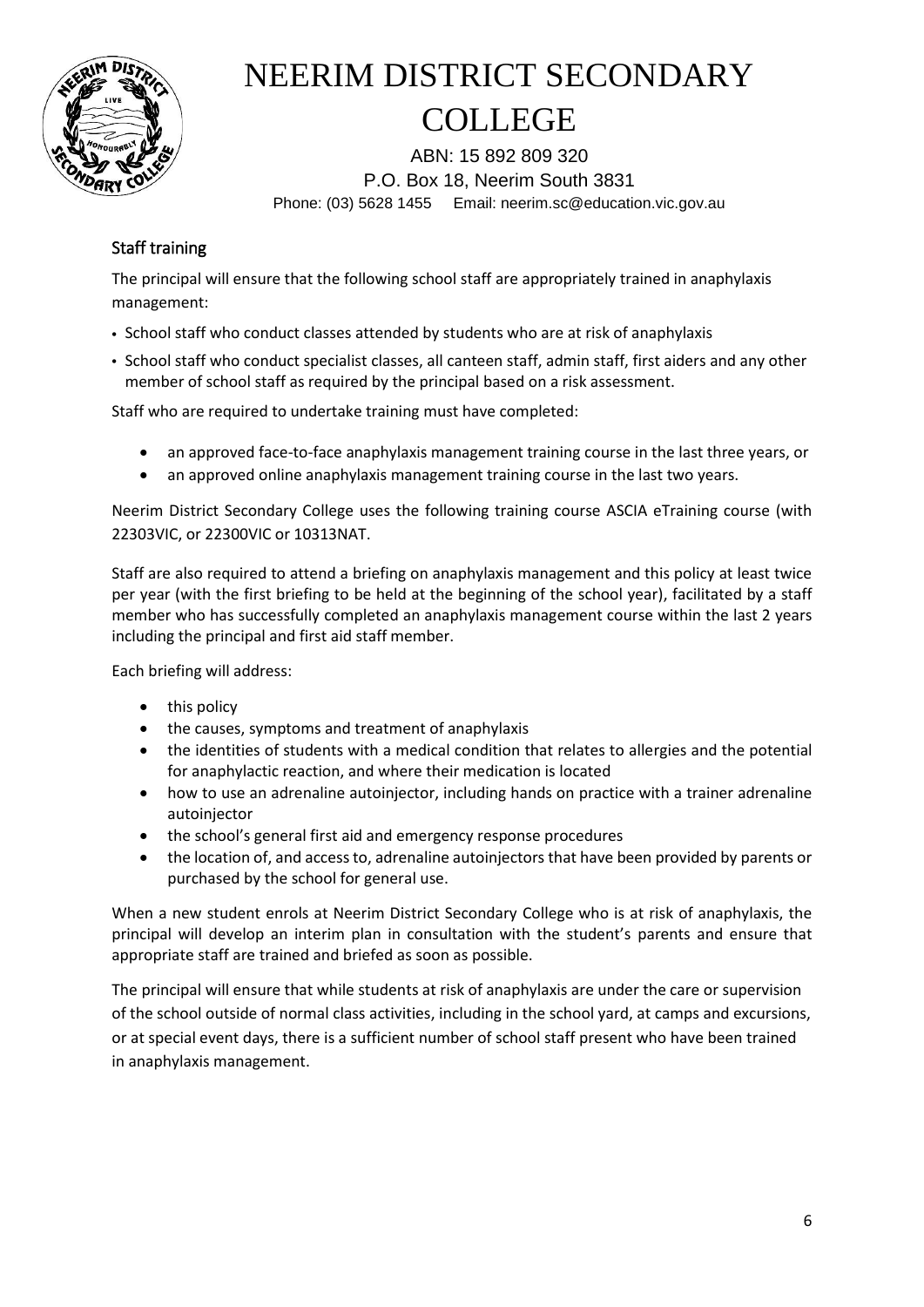## Staff training

The principal will ensure that the following school staff are appropriately trained in anaphylaxis management:

- School staff who conduct classes attended by students who are at risk of anaphylaxis
- School staff who conduct specialist classes, all canteen staff, admin staff, first aiders and any other member of school staff as required by the principal based on a risk assessment.

Staff who are required to undertake training must have completed:

- an approved face-to-face anaphylaxis management training course in the last three years, or
- an approved online anaphylaxis management training course in the last two years.

Neerim District Secondary College uses the following training course ASCIA eTraining course (with 22303VIC, or 22300VIC or 10313NAT.

Staff are also required to attend a briefing on anaphylaxis management and this policy at least twice per year (with the first briefing to be held at the beginning of the school year), facilitated by a staff member who has successfully completed an anaphylaxis management course within the last 2 years including the principal and first aid staff member.

Each briefing will address:

- this policy
- the causes, symptoms and treatment of anaphylaxis
- the identities of students with a medical condition that relates to allergies and the potential for anaphylactic reaction, and where their medication is located
- how to use an adrenaline autoinjector, including hands on practice with a trainer adrenaline autoinjector
- the school's general first aid and emergency response procedures
- the location of, and access to, adrenaline autoinjectors that have been provided by parents or purchased by the school for general use.

When a new student enrols at Neerim District Secondary College who is at risk of anaphylaxis, the principal will develop an interim plan in consultation with the student's parents and ensure that appropriate staff are trained and briefed as soon as possible.

The principal will ensure that while students at risk of anaphylaxis are under the care or supervision of the school outside of normal class activities, including in the school yard, at camps and excursions, or at special event days, there is a sufficient number of school staff present who have been trained in anaphylaxis management.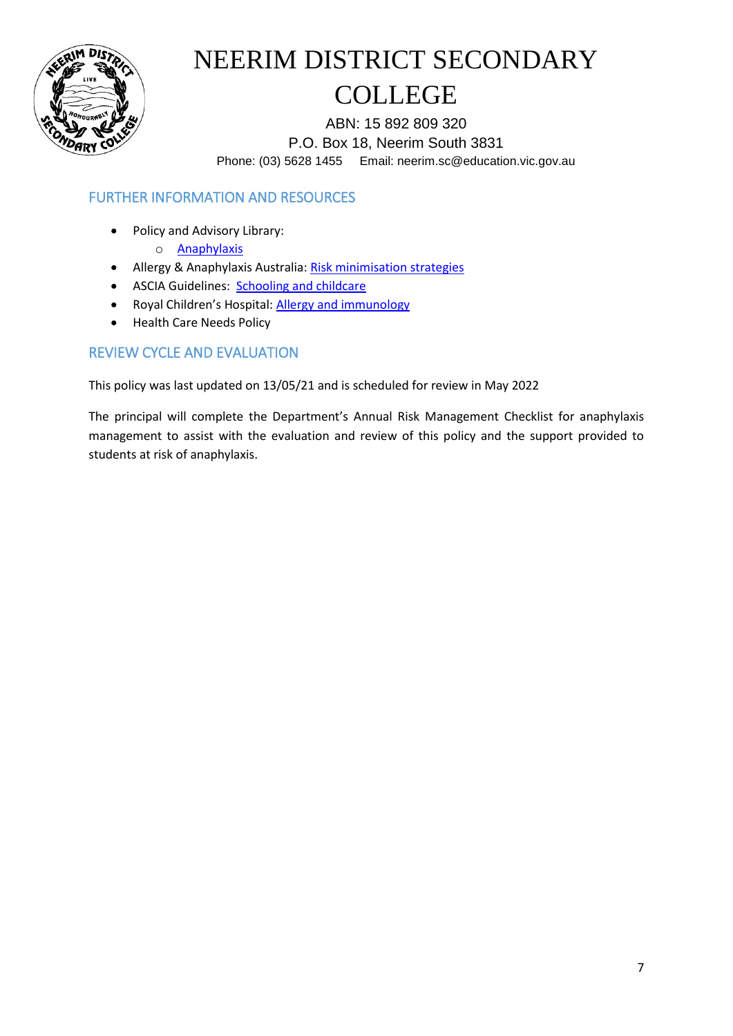# NEERIM DISTRICT SECONDARY COLLEGE

ABN: 15 892 809 320
P.O. Box 18, Neerim South 3831
Phone: (03) 5628 1455 Email: neerim.sc@education.vic.gov.au

## FURTHER INFORMATION AND RESOURCES

- Policy and Advisory Library:
  - Anaphylaxis
- Allergy & Anaphylaxis Australia: Risk minimisation strategies
- ASCIA Guidelines: Schooling and childcare
- Royal Children's Hospital: Allergy and immunology
- Health Care Needs Policy

## REVIEW CYCLE AND EVALUATION

This policy was last updated on 13/05/21 and is scheduled for review in May 2022

The principal will complete the Department's Annual Risk Management Checklist for anaphylaxis management to assist with the evaluation and review of this policy and the support provided to students at risk of anaphylaxis.